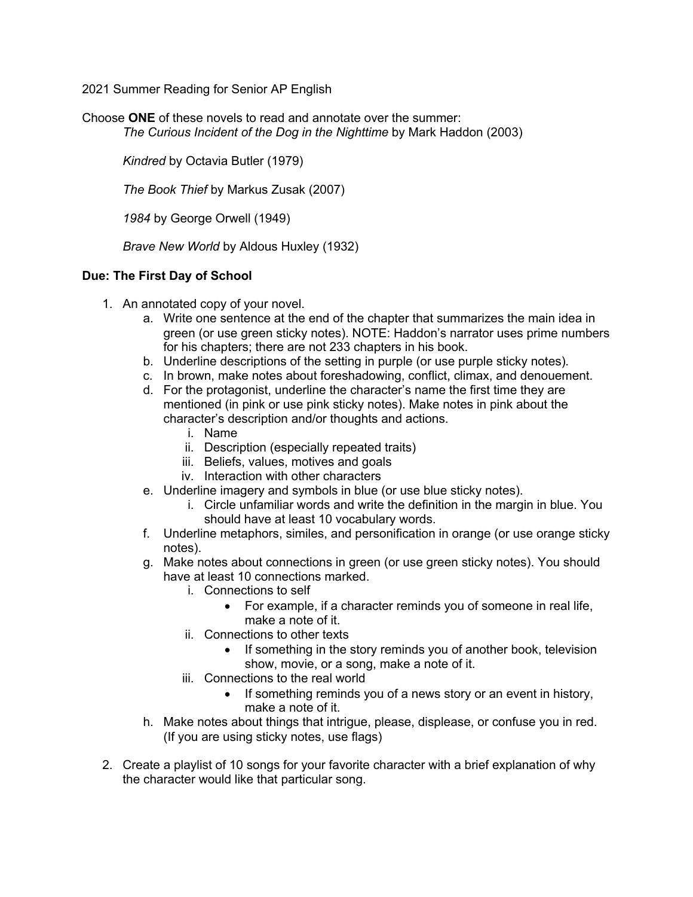2021 Summer Reading for Senior AP English

Choose **ONE** of these novels to read and annotate over the summer:

*The Curious Incident of the Dog in the Nighttime* by Mark Haddon (2003)

*Kindred* by Octavia Butler (1979)

*The Book Thief* by Markus Zusak (2007)

*1984* by George Orwell (1949)

*Brave New World* by Aldous Huxley (1932)

**Due: The First Day of School**

1. An annotated copy of your novel.
   a. Write one sentence at the end of the chapter that summarizes the main idea in green (or use green sticky notes). NOTE: Haddon's narrator uses prime numbers for his chapters; there are not 233 chapters in his book.
   b. Underline descriptions of the setting in purple (or use purple sticky notes).
   c. In brown, make notes about foreshadowing, conflict, climax, and denouement.
   d. For the protagonist, underline the character's name the first time they are mentioned (in pink or use pink sticky notes). Make notes in pink about the character's description and/or thoughts and actions.
      i. Name
      ii. Description (especially repeated traits)
      iii. Beliefs, values, motives and goals
      iv. Interaction with other characters
   e. Underline imagery and symbols in blue (or use blue sticky notes).
      i. Circle unfamiliar words and write the definition in the margin in blue. You should have at least 10 vocabulary words.
   f. Underline metaphors, similes, and personification in orange (or use orange sticky notes).
   g. Make notes about connections in green (or use green sticky notes). You should have at least 10 connections marked.
      i. Connections to self
         - For example, if a character reminds you of someone in real life, make a note of it.
      ii. Connections to other texts
         - If something in the story reminds you of another book, television show, movie, or a song, make a note of it.
      iii. Connections to the real world
         - If something reminds you of a news story or an event in history, make a note of it.
   h. Make notes about things that intrigue, please, displease, or confuse you in red. (If you are using sticky notes, use flags)

2. Create a playlist of 10 songs for your favorite character with a brief explanation of why the character would like that particular song.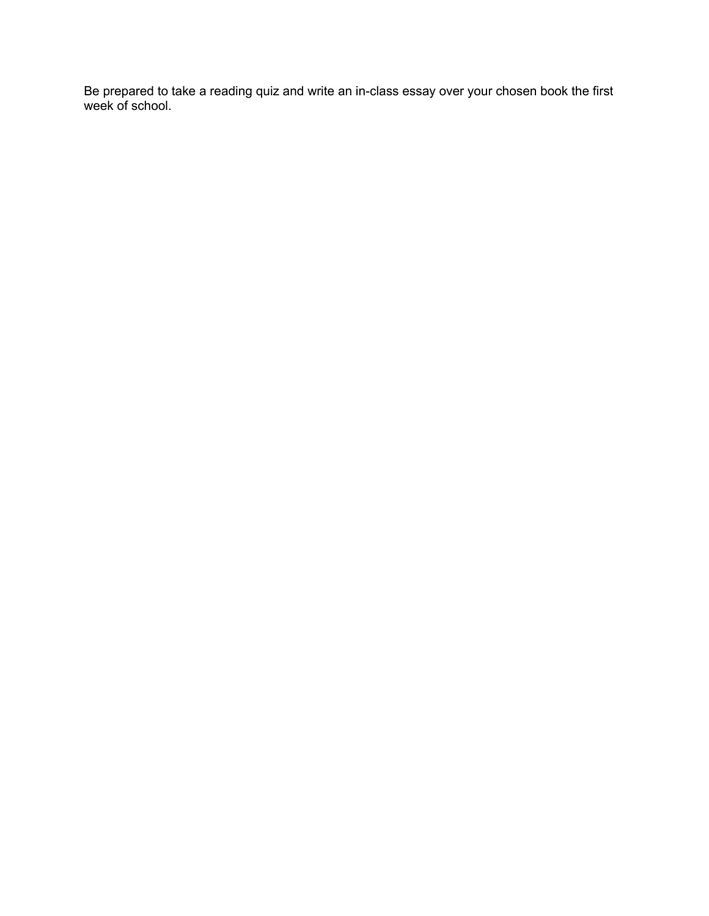Be prepared to take a reading quiz and write an in-class essay over your chosen book the first week of school.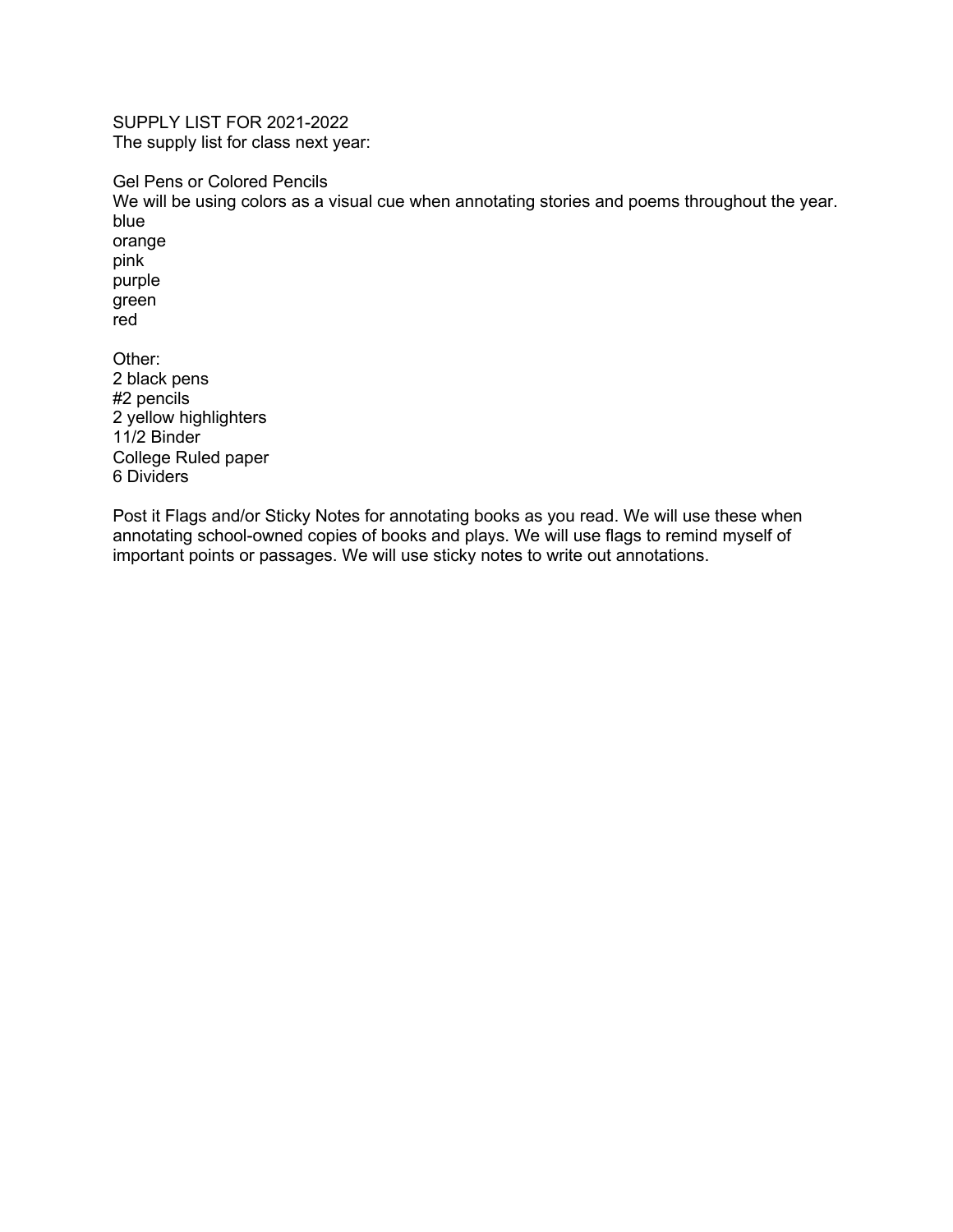SUPPLY LIST FOR 2021-2022
The supply list for class next year:

Gel Pens or Colored Pencils
We will be using colors as a visual cue when annotating stories and poems throughout the year.
blue
orange
pink
purple
green
red

Other:
2 black pens
#2 pencils
2 yellow highlighters
11/2 Binder
College Ruled paper
6 Dividers

Post it Flags and/or Sticky Notes for annotating books as you read. We will use these when annotating school-owned copies of books and plays. We will use flags to remind myself of important points or passages. We will use sticky notes to write out annotations.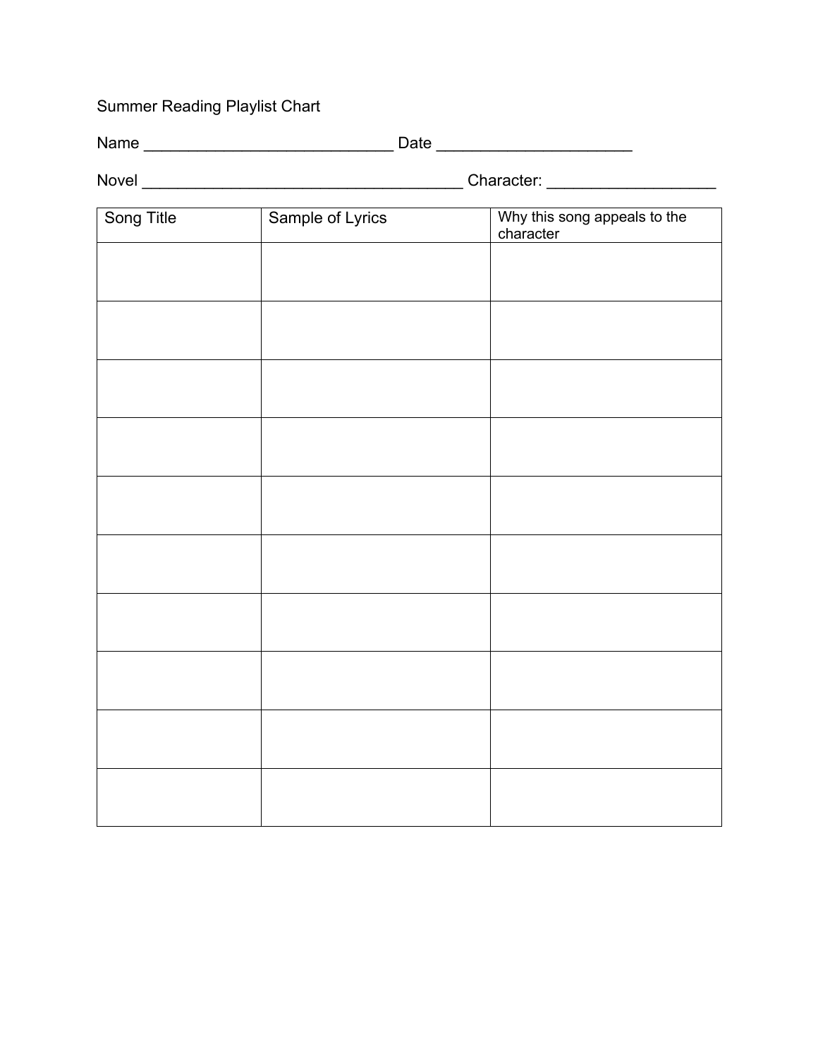Summer Reading Playlist Chart

Name ____________________________ Date ______________________

Novel ____________________________________ Character: ___________________

| Song Title | Sample of Lyrics | Why this song appeals to the character |
|---|---|---|
| | | |
| | | |
| | | |
| | | |
| | | |
| | | |
| | | |
| | | |
| | | |
| | | |